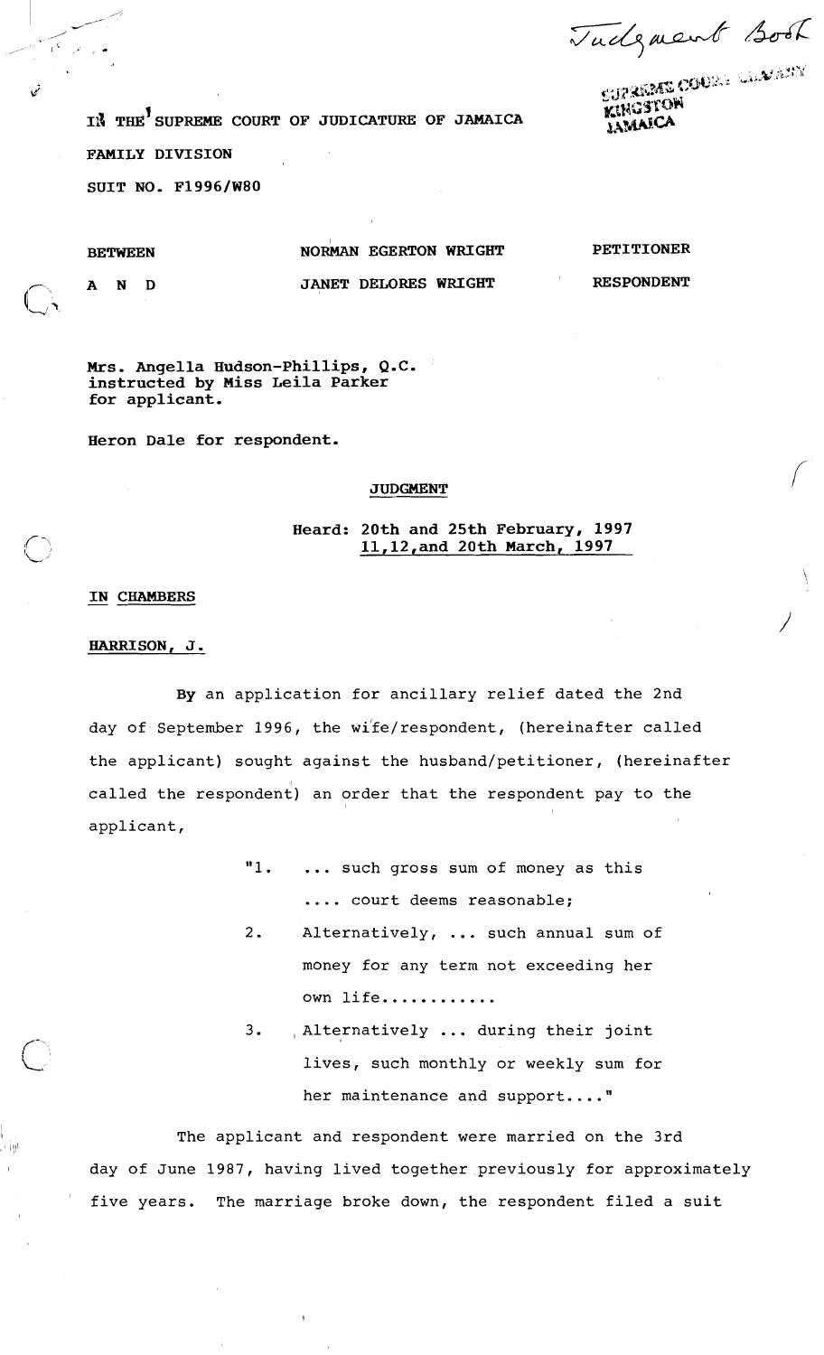Judgment Book

SUPREME COURT LIBRARY
KINGSTON
JAMAICA

IN THE SUPREME COURT OF JUDICATURE OF JAMAICA

FAMILY DIVISION

SUIT NO. F1996/W80

| BETWEEN | NORMAN EGERTON WRIGHT | PETITIONER |
|---|---|---|
| A N D | JANET DELORES WRIGHT | RESPONDENT |

Mrs. Angella Hudson-Phillips, Q.C. instructed by Miss Leila Parker for applicant.

Heron Dale for respondent.

**JUDGMENT**

**Heard: 20th and 25th February, 1997**
**11,12,and 20th March, 1997**

**IN CHAMBERS**

**HARRISON, J.**

By an application for ancillary relief dated the 2nd day of September 1996, the wife/respondent, (hereinafter called the applicant) sought against the husband/petitioner, (hereinafter called the respondent) an order that the respondent pay to the applicant,

> "1. ... such gross sum of money as this .... court deems reasonable;
>
> 2. Alternatively, ... such annual sum of money for any term not exceeding her own life...........
>
> 3. Alternatively ... during their joint lives, such monthly or weekly sum for her maintenance and support...."

The applicant and respondent were married on the 3rd day of June 1987, having lived together previously for approximately five years. The marriage broke down, the respondent filed a suit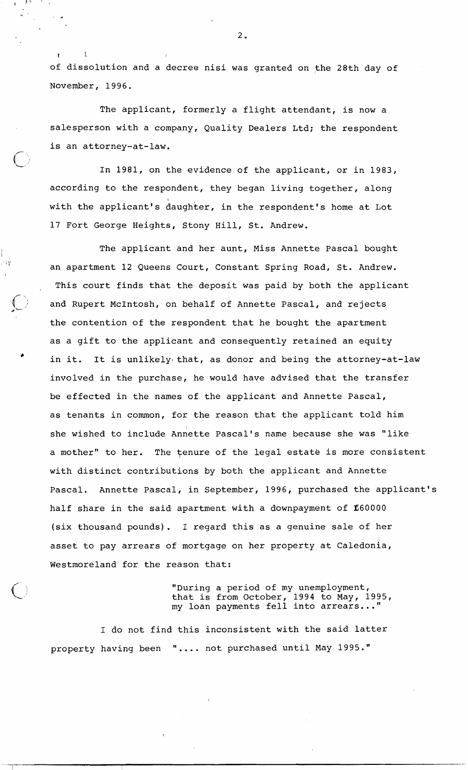of dissolution and a decree nisi was granted on the 28th day of November, 1996.

The applicant, formerly a flight attendant, is now a salesperson with a company, Quality Dealers Ltd; the respondent is an attorney-at-law.

In 1981, on the evidence of the applicant, or in 1983, according to the respondent, they began living together, along with the applicant's daughter, in the respondent's home at Lot 17 Fort George Heights, Stony Hill, St. Andrew.

The applicant and her aunt, Miss Annette Pascal bought an apartment 12 Queens Court, Constant Spring Road, St. Andrew. This court finds that the deposit was paid by both the applicant and Rupert McIntosh, on behalf of Annette Pascal, and rejects the contention of the respondent that he bought the apartment as a gift to the applicant and consequently retained an equity in it. It is unlikely that, as donor and being the attorney-at-law involved in the purchase, he would have advised that the transfer be effected in the names of the applicant and Annette Pascal, as tenants in common, for the reason that the applicant told him she wished to include Annette Pascal's name because she was "like a mother" to her. The tenure of the legal estate is more consistent with distinct contributions by both the applicant and Annette Pascal. Annette Pascal, in September, 1996, purchased the applicant's half share in the said apartment with a downpayment of £60000 (six thousand pounds). I regard this as a genuine sale of her asset to pay arrears of mortgage on her property at Caledonia, Westmoreland for the reason that:

> "During a period of my unemployment, that is from October, 1994 to May, 1995, my loan payments fell into arrears..."

I do not find this inconsistent with the said latter property having been ".... not purchased until May 1995."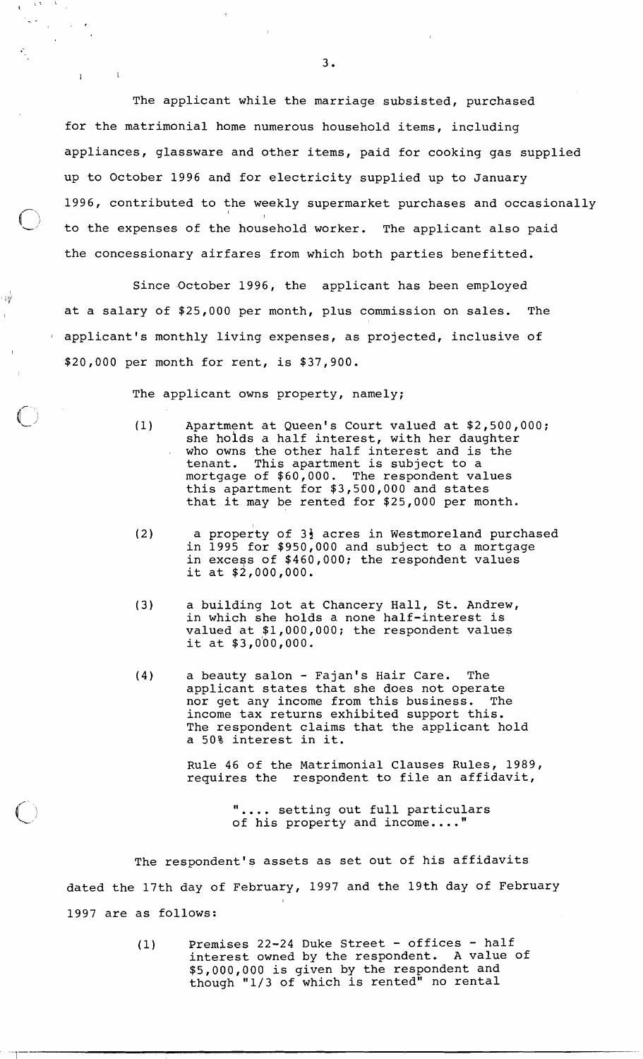The applicant while the marriage subsisted, purchased for the matrimonial home numerous household items, including appliances, glassware and other items, paid for cooking gas supplied up to October 1996 and for electricity supplied up to January 1996, contributed to the weekly supermarket purchases and occasionally to the expenses of the household worker. The applicant also paid the concessionary airfares from which both parties benefitted.

Since October 1996, the applicant has been employed at a salary of $25,000 per month, plus commission on sales. The applicant's monthly living expenses, as projected, inclusive of $20,000 per month for rent, is $37,900.

The applicant owns property, namely;

(1) Apartment at Queen's Court valued at $2,500,000; she holds a half interest, with her daughter who owns the other half interest and is the tenant. This apartment is subject to a mortgage of $60,000. The respondent values this apartment for $3,500,000 and states that it may be rented for $25,000 per month.

(2) a property of 3½ acres in Westmoreland purchased in 1995 for $950,000 and subject to a mortgage in excess of $460,000; the respondent values it at $2,000,000.

(3) a building lot at Chancery Hall, St. Andrew, in which she holds a none half-interest is valued at $1,000,000; the respondent values it at $3,000,000.

(4) a beauty salon - Fajan's Hair Care. The applicant states that she does not operate nor get any income from this business. The income tax returns exhibited support this. The respondent claims that the applicant hold a 50% interest in it.

Rule 46 of the Matrimonial Clauses Rules, 1989, requires the respondent to file an affidavit,

> ".... setting out full particulars of his property and income...."

The respondent's assets as set out of his affidavits dated the 17th day of February, 1997 and the 19th day of February 1997 are as follows:

(1) Premises 22-24 Duke Street - offices - half interest owned by the respondent. A value of $5,000,000 is given by the respondent and though "1/3 of which is rented" no rental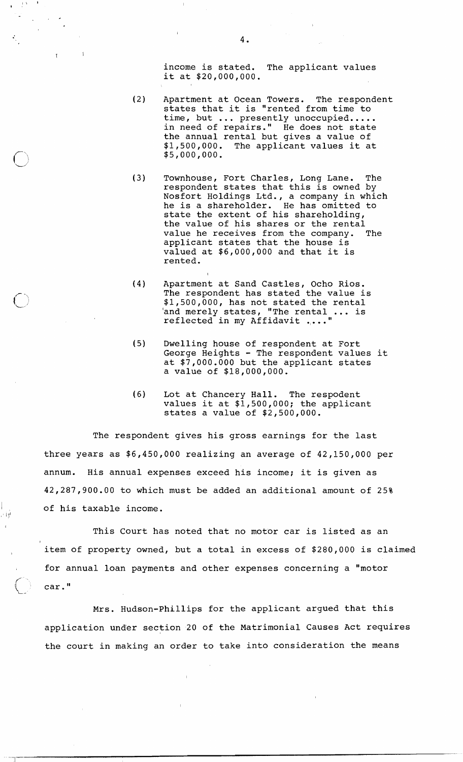income is stated. The applicant values it at $20,000,000.

(2) Apartment at Ocean Towers. The respondent states that it is "rented from time to time, but ... presently unoccupied..... in need of repairs." He does not state the annual rental but gives a value of $1,500,000. The applicant values it at $5,000,000.

(3) Townhouse, Fort Charles, Long Lane. The respondent states that this is owned by Nosfort Holdings Ltd., a company in which he is a shareholder. He has omitted to state the extent of his shareholding, the value of his shares or the rental value he receives from the company. The applicant states that the house is valued at $6,000,000 and that it is rented.

(4) Apartment at Sand Castles, Ocho Rios. The respondent has stated the value is $1,500,000, has not stated the rental and merely states, "The rental ... is reflected in my Affidavit ...."

(5) Dwelling house of respondent at Fort George Heights - The respondent values it at $7,000.000 but the applicant states a value of $18,000,000.

(6) Lot at Chancery Hall. The respodent values it at $1,500,000; the applicant states a value of $2,500,000.

The respondent gives his gross earnings for the last three years as $6,450,000 realizing an average of 42,150,000 per annum. His annual expenses exceed his income; it is given as 42,287,900.00 to which must be added an additional amount of 25% of his taxable income.

This Court has noted that no motor car is listed as an item of property owned, but a total in excess of $280,000 is claimed for annual loan payments and other expenses concerning a "motor car."

Mrs. Hudson-Phillips for the applicant argued that this application under section 20 of the Matrimonial Causes Act requires the court in making an order to take into consideration the means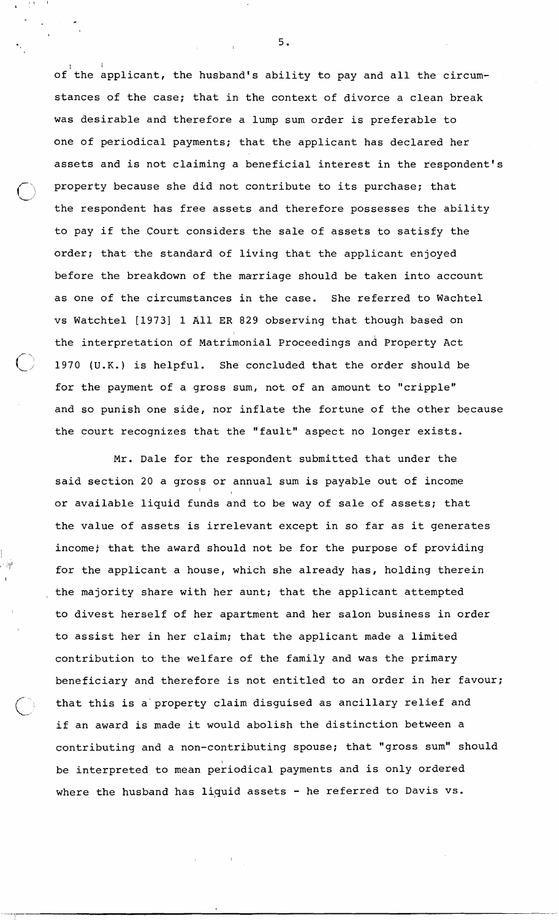of the applicant, the husband's ability to pay and all the circumstances of the case; that in the context of divorce a clean break was desirable and therefore a lump sum order is preferable to one of periodical payments; that the applicant has declared her assets and is not claiming a beneficial interest in the respondent's property because she did not contribute to its purchase; that the respondent has free assets and therefore possesses the ability to pay if the Court considers the sale of assets to satisfy the order; that the standard of living that the applicant enjoyed before the breakdown of the marriage should be taken into account as one of the circumstances in the case. She referred to Wachtel vs Watchtel [1973] 1 All ER 829 observing that though based on the interpretation of Matrimonial Proceedings and Property Act 1970 (U.K.) is helpful. She concluded that the order should be for the payment of a gross sum, not of an amount to "cripple" and so punish one side, nor inflate the fortune of the other because the court recognizes that the "fault" aspect no longer exists.

Mr. Dale for the respondent submitted that under the said section 20 a gross or annual sum is payable out of income or available liquid funds and to be way of sale of assets; that the value of assets is irrelevant except in so far as it generates income; that the award should not be for the purpose of providing for the applicant a house, which she already has, holding therein the majority share with her aunt; that the applicant attempted to divest herself of her apartment and her salon business in order to assist her in her claim; that the applicant made a limited contribution to the welfare of the family and was the primary beneficiary and therefore is not entitled to an order in her favour; that this is a property claim disguised as ancillary relief and if an award is made it would abolish the distinction between a contributing and a non-contributing spouse; that "gross sum" should be interpreted to mean periodical payments and is only ordered where the husband has liquid assets - he referred to Davis vs.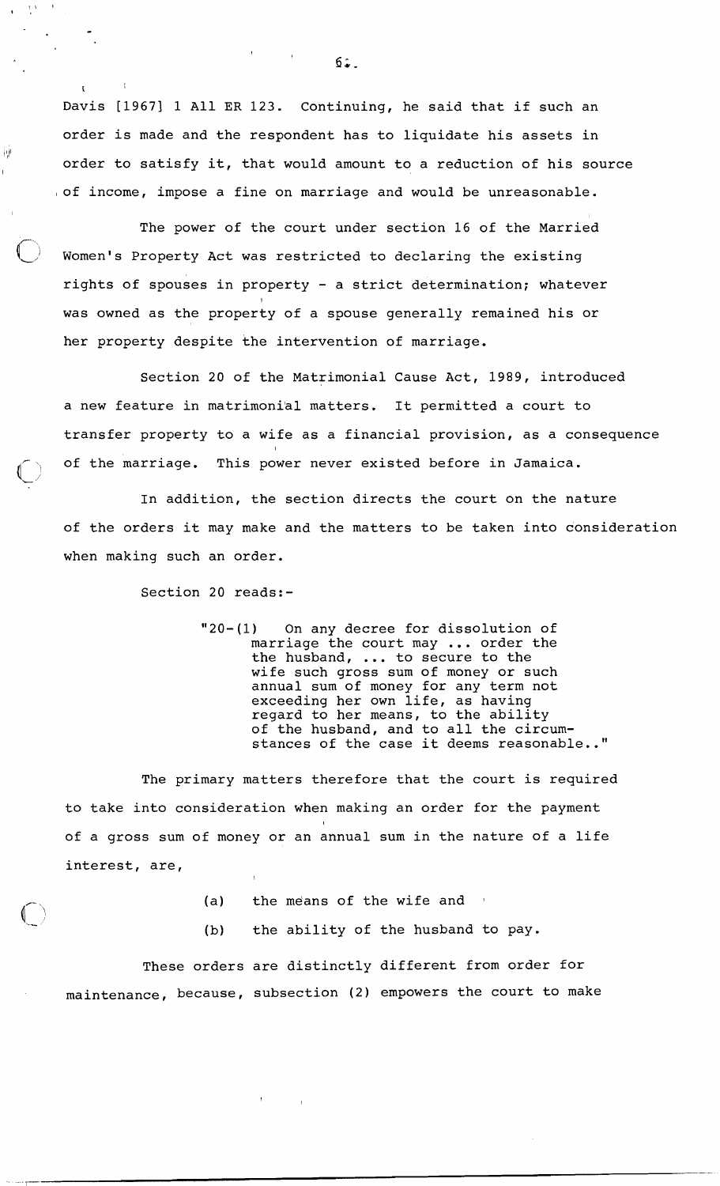Davis [1967] 1 All ER 123. Continuing, he said that if such an order is made and the respondent has to liquidate his assets in order to satisfy it, that would amount to a reduction of his source of income, impose a fine on marriage and would be unreasonable.

The power of the court under section 16 of the Married Women's Property Act was restricted to declaring the existing rights of spouses in property - a strict determination; whatever was owned as the property of a spouse generally remained his or her property despite the intervention of marriage.

Section 20 of the Matrimonial Cause Act, 1989, introduced a new feature in matrimonial matters. It permitted a court to transfer property to a wife as a financial provision, as a consequence of the marriage. This power never existed before in Jamaica.

In addition, the section directs the court on the nature of the orders it may make and the matters to be taken into consideration when making such an order.

Section 20 reads:-

> "20-(1) On any decree for dissolution of marriage the court may ... order the the husband, ... to secure to the wife such gross sum of money or such annual sum of money for any term not exceeding her own life, as having regard to her means, to the ability of the husband, and to all the circumstances of the case it deems reasonable.."

The primary matters therefore that the court is required to take into consideration when making an order for the payment of a gross sum of money or an annual sum in the nature of a life interest, are,

(a) the means of the wife and

(b) the ability of the husband to pay.

These orders are distinctly different from order for maintenance, because, subsection (2) empowers the court to make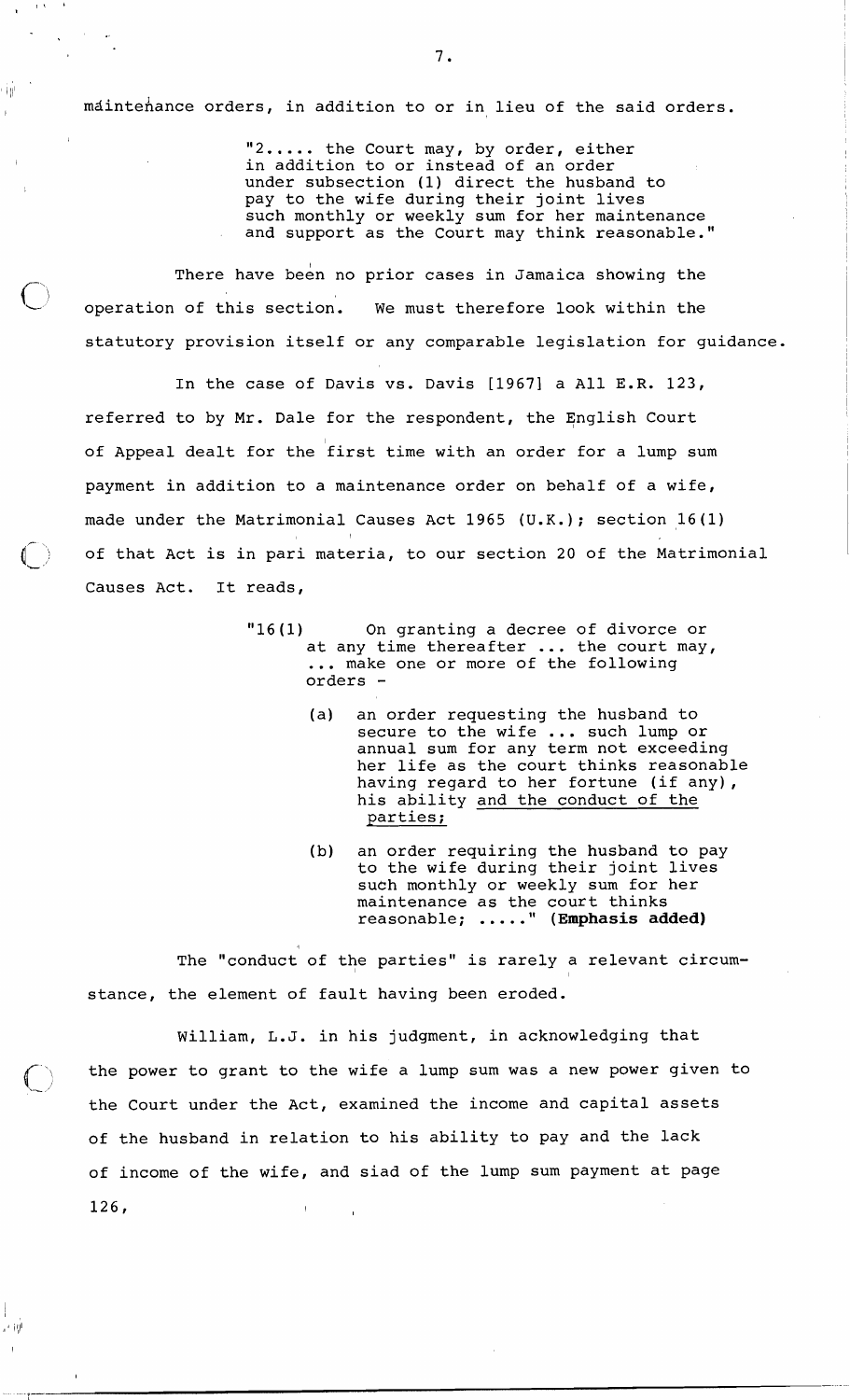maintenance orders, in addition to or in lieu of the said orders.

> "2..... the Court may, by order, either in addition to or instead of an order under subsection (1) direct the husband to pay to the wife during their joint lives such monthly or weekly sum for her maintenance and support as the Court may think reasonable."

There have been no prior cases in Jamaica showing the operation of this section. We must therefore look within the statutory provision itself or any comparable legislation for guidance.

In the case of Davis vs. Davis [1967] a All E.R. 123, referred to by Mr. Dale for the respondent, the English Court of Appeal dealt for the first time with an order for a lump sum payment in addition to a maintenance order on behalf of a wife, made under the Matrimonial Causes Act 1965 (U.K.); section 16(1) of that Act is in pari materia, to our section 20 of the Matrimonial Causes Act. It reads,

> "16(1) On granting a decree of divorce or at any time thereafter ... the court may, ... make one or more of the following orders -
>
> (a) an order requesting the husband to secure to the wife ... such lump or annual sum for any term not exceeding her life as the court thinks reasonable having regard to her fortune (if any), his ability <u>and the conduct of the parties</u>;
>
> (b) an order requiring the husband to pay to the wife during their joint lives such monthly or weekly sum for her maintenance as the court thinks reasonable; ....." **(Emphasis added)**

The "conduct of the parties" is rarely a relevant circumstance, the element of fault having been eroded.

William, L.J. in his judgment, in acknowledging that the power to grant to the wife a lump sum was a new power given to the Court under the Act, examined the income and capital assets of the husband in relation to his ability to pay and the lack of income of the wife, and siad of the lump sum payment at page 126,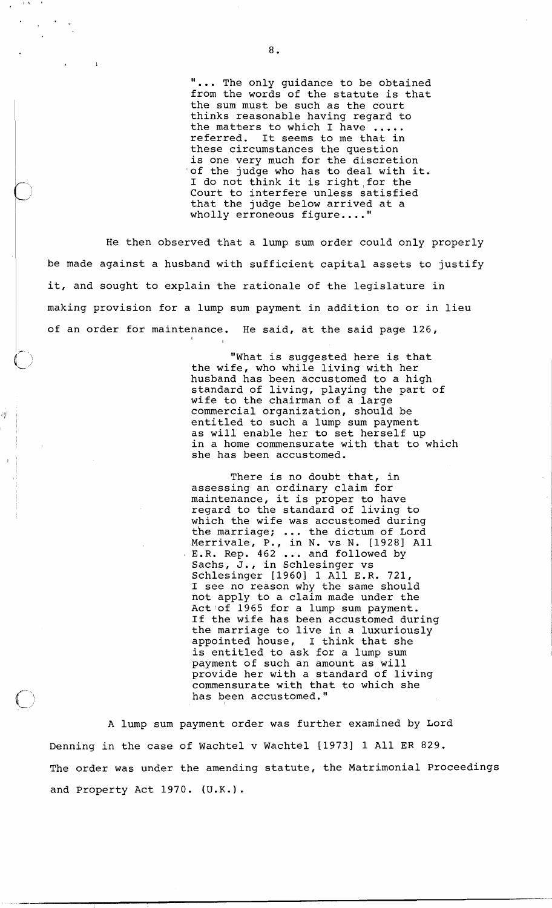> "... The only guidance to be obtained from the words of the statute is that the sum must be such as the court thinks reasonable having regard to the matters to which I have ..... referred. It seems to me that in these circumstances the question is one very much for the discretion of the judge who has to deal with it. I do not think it is right for the Court to interfere unless satisfied that the judge below arrived at a wholly erroneous figure...."

He then observed that a lump sum order could only properly be made against a husband with sufficient capital assets to justify it, and sought to explain the rationale of the legislature in making provision for a lump sum payment in addition to or in lieu of an order for maintenance. He said, at the said page 126,

> "What is suggested here is that the wife, who while living with her husband has been accustomed to a high standard of living, playing the part of wife to the chairman of a large commercial organization, should be entitled to such a lump sum payment as will enable her to set herself up in a home commensurate with that to which she has been accustomed.
>
> There is no doubt that, in assessing an ordinary claim for maintenance, it is proper to have regard to the standard of living to which the wife was accustomed during the marriage; ... the dictum of Lord Merrivale, P., in N. vs N. [1928] All E.R. Rep. 462 ... and followed by Sachs, J., in Schlesinger vs Schlesinger [1960] 1 All E.R. 721, I see no reason why the same should not apply to a claim made under the Act of 1965 for a lump sum payment. If the wife has been accustomed during the marriage to live in a luxuriously appointed house, I think that she is entitled to ask for a lump sum payment of such an amount as will provide her with a standard of living commensurate with that to which she has been accustomed."

A lump sum payment order was further examined by Lord Denning in the case of Wachtel v Wachtel [1973] 1 All ER 829. The order was under the amending statute, the Matrimonial Proceedings and Property Act 1970. (U.K.).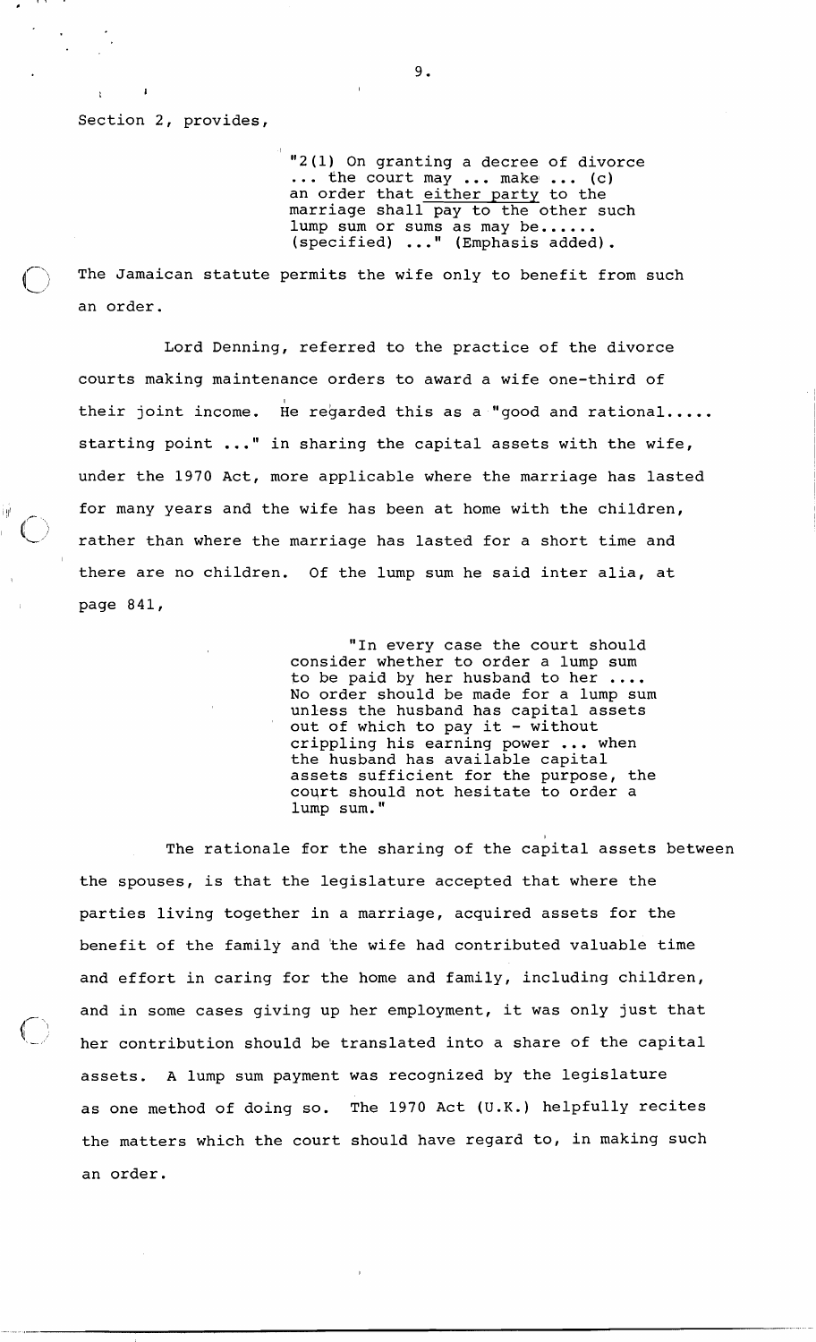Section 2, provides,

> "2(1) On granting a decree of divorce ... the court may ... make ... (c) an order that <u>either party</u> to the marriage shall pay to the other such lump sum or sums as may be...... (specified) ..." (Emphasis added).

The Jamaican statute permits the wife only to benefit from such an order.

Lord Denning, referred to the practice of the divorce courts making maintenance orders to award a wife one-third of their joint income. He regarded this as a "good and rational..... starting point ..." in sharing the capital assets with the wife, under the 1970 Act, more applicable where the marriage has lasted for many years and the wife has been at home with the children, rather than where the marriage has lasted for a short time and there are no children. Of the lump sum he said inter alia, at page 841,

> "In every case the court should consider whether to order a lump sum to be paid by her husband to her .... No order should be made for a lump sum unless the husband has capital assets out of which to pay it - without crippling his earning power ... when the husband has available capital assets sufficient for the purpose, the court should not hesitate to order a lump sum."

The rationale for the sharing of the capital assets between the spouses, is that the legislature accepted that where the parties living together in a marriage, acquired assets for the benefit of the family and the wife had contributed valuable time and effort in caring for the home and family, including children, and in some cases giving up her employment, it was only just that her contribution should be translated into a share of the capital assets. A lump sum payment was recognized by the legislature as one method of doing so. The 1970 Act (U.K.) helpfully recites the matters which the court should have regard to, in making such an order.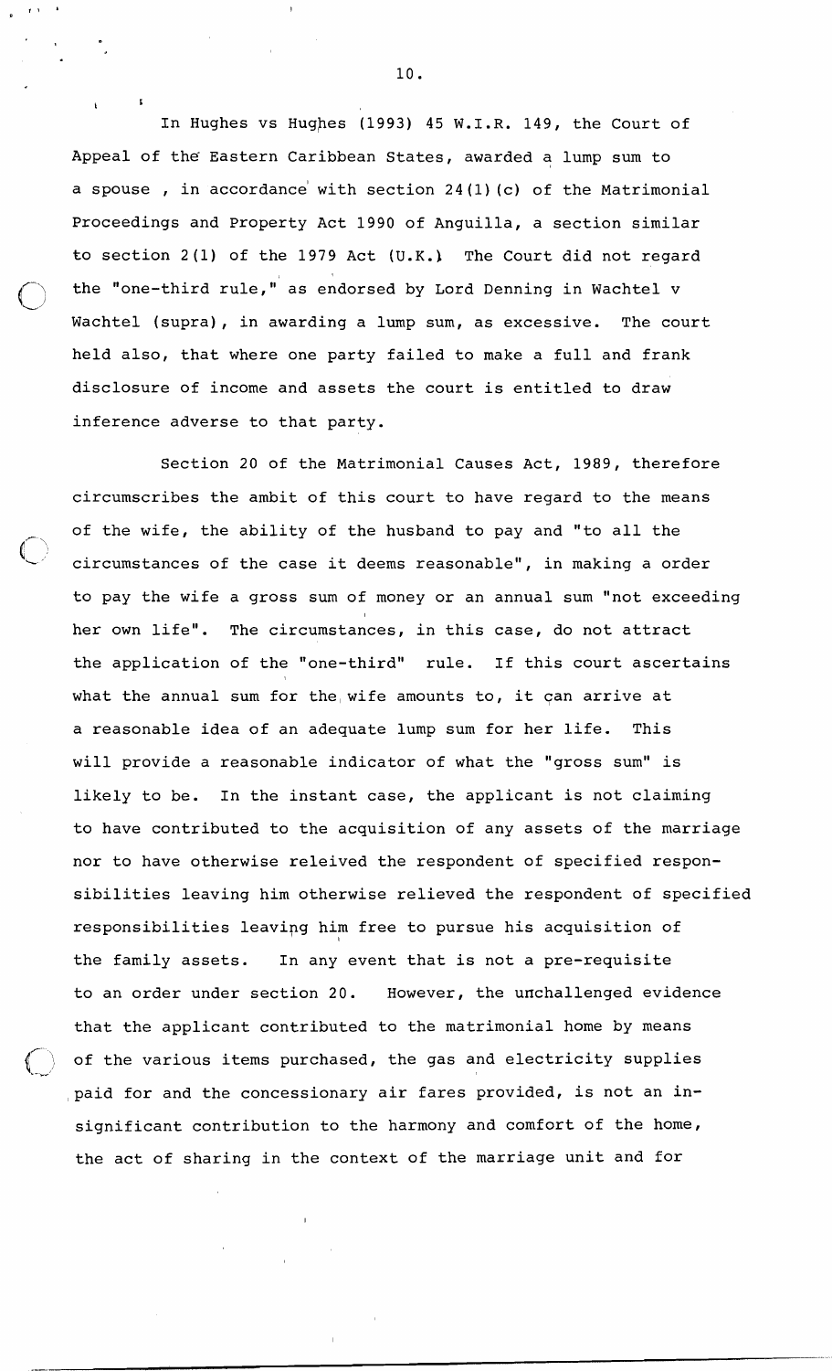In Hughes vs Hughes (1993) 45 W.I.R. 149, the Court of Appeal of the Eastern Caribbean States, awarded a lump sum to a spouse , in accordance with section 24(1)(c) of the Matrimonial Proceedings and Property Act 1990 of Anguilla, a section similar to section 2(1) of the 1979 Act (U.K.) The Court did not regard the "one-third rule," as endorsed by Lord Denning in Wachtel v Wachtel (supra), in awarding a lump sum, as excessive. The court held also, that where one party failed to make a full and frank disclosure of income and assets the court is entitled to draw inference adverse to that party.

Section 20 of the Matrimonial Causes Act, 1989, therefore circumscribes the ambit of this court to have regard to the means of the wife, the ability of the husband to pay and "to all the circumstances of the case it deems reasonable", in making a order to pay the wife a gross sum of money or an annual sum "not exceeding her own life". The circumstances, in this case, do not attract the application of the "one-third" rule. If this court ascertains what the annual sum for the wife amounts to, it can arrive at a reasonable idea of an adequate lump sum for her life. This will provide a reasonable indicator of what the "gross sum" is likely to be. In the instant case, the applicant is not claiming to have contributed to the acquisition of any assets of the marriage nor to have otherwise releived the respondent of specified responsibilities leaving him otherwise relieved the respondent of specified responsibilities leaving him free to pursue his acquisition of the family assets. In any event that is not a pre-requisite to an order under section 20. However, the unchallenged evidence that the applicant contributed to the matrimonial home by means of the various items purchased, the gas and electricity supplies paid for and the concessionary air fares provided, is not an insignificant contribution to the harmony and comfort of the home, the act of sharing in the context of the marriage unit and for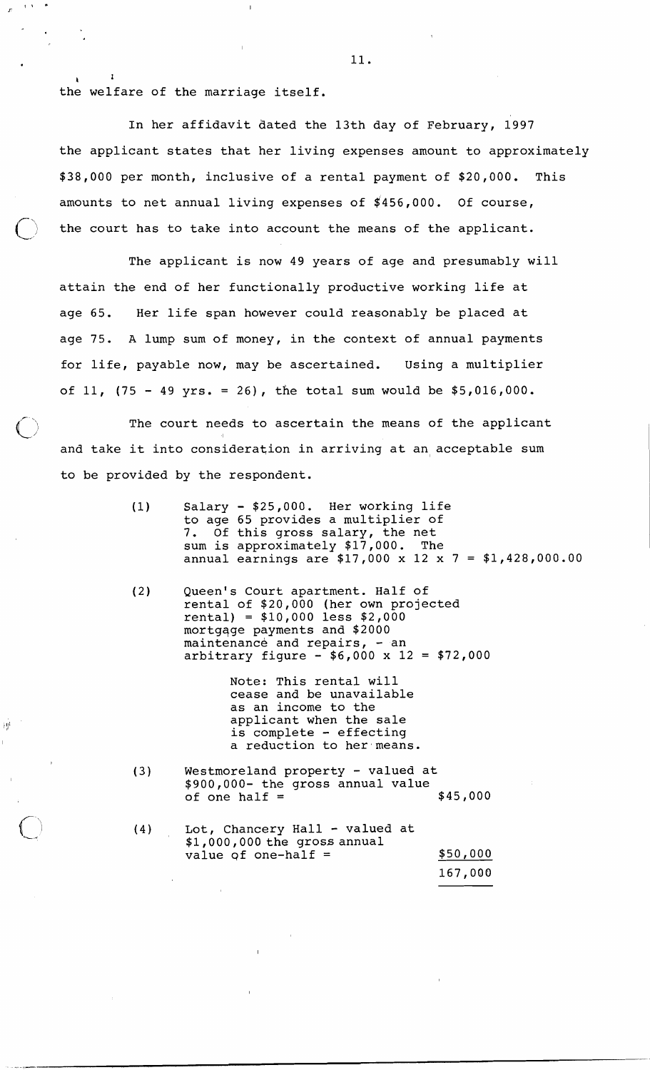the welfare of the marriage itself.

In her affidavit dated the 13th day of February, 1997 the applicant states that her living expenses amount to approximately $38,000 per month, inclusive of a rental payment of $20,000. This amounts to net annual living expenses of $456,000. Of course, the court has to take into account the means of the applicant.

The applicant is now 49 years of age and presumably will attain the end of her functionally productive working life at age 65. Her life span however could reasonably be placed at age 75. A lump sum of money, in the context of annual payments for life, payable now, may be ascertained. Using a multiplier of 11, (75 - 49 yrs. = 26), the total sum would be $5,016,000.

The court needs to ascertain the means of the applicant and take it into consideration in arriving at an acceptable sum to be provided by the respondent.

(1) Salary - $25,000. Her working life to age 65 provides a multiplier of 7. Of this gross salary, the net sum is approximately $17,000. The annual earnings are $17,000 x 12 x 7 = $1,428,000.00

(2) Queen's Court apartment. Half of rental of $20,000 (her own projected rental) = $10,000 less $2,000 mortgage payments and $2000 maintenance and repairs, - an arbitrary figure - $6,000 x 12 = $72,000

> Note: This rental will cease and be unavailable as an income to the applicant when the sale is complete - effecting a reduction to her means.

(3) Westmoreland property - valued at $900,000- the gross annual value of one half = $45,000

(4) Lot, Chancery Hall - valued at $1,000,000 the gross annual value of one-half = $50,000

167,000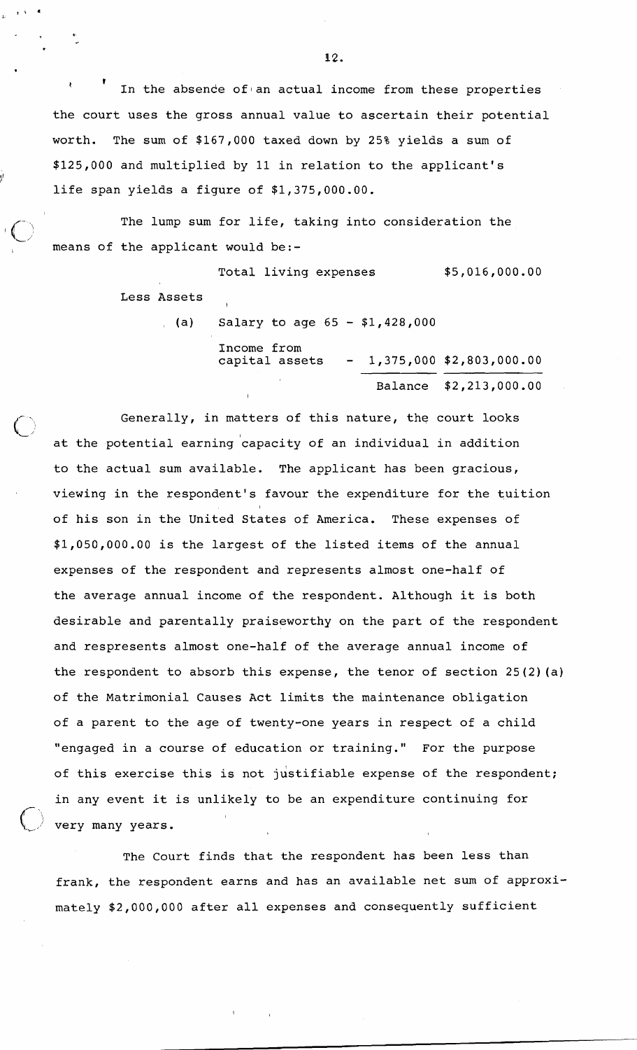In the absence of an actual income from these properties the court uses the gross annual value to ascertain their potential worth. The sum of $167,000 taxed down by 25% yields a sum of $125,000 and multiplied by 11 in relation to the applicant's life span yields a figure of $1,375,000.00.

The lump sum for life, taking into consideration the means of the applicant would be:-

| | | | |
|---|---|---|---|
| | Total living expenses | | $5,016,000.00 |
| Less Assets | | | |
| (a) | Salary to age 65 | - $1,428,000 | |
| | Income from capital assets | - 1,375,000 | $2,803,000.00 |
| | | Balance | $2,213,000.00 |

Generally, in matters of this nature, the court looks at the potential earning capacity of an individual in addition to the actual sum available. The applicant has been gracious, viewing in the respondent's favour the expenditure for the tuition of his son in the United States of America. These expenses of $1,050,000.00 is the largest of the listed items of the annual expenses of the respondent and represents almost one-half of the average annual income of the respondent. Although it is both desirable and parentally praiseworthy on the part of the respondent and respresents almost one-half of the average annual income of the respondent to absorb this expense, the tenor of section 25(2)(a) of the Matrimonial Causes Act limits the maintenance obligation of a parent to the age of twenty-one years in respect of a child "engaged in a course of education or training." For the purpose of this exercise this is not justifiable expense of the respondent; in any event it is unlikely to be an expenditure continuing for very many years.

The Court finds that the respondent has been less than frank, the respondent earns and has an available net sum of approximately $2,000,000 after all expenses and consequently sufficient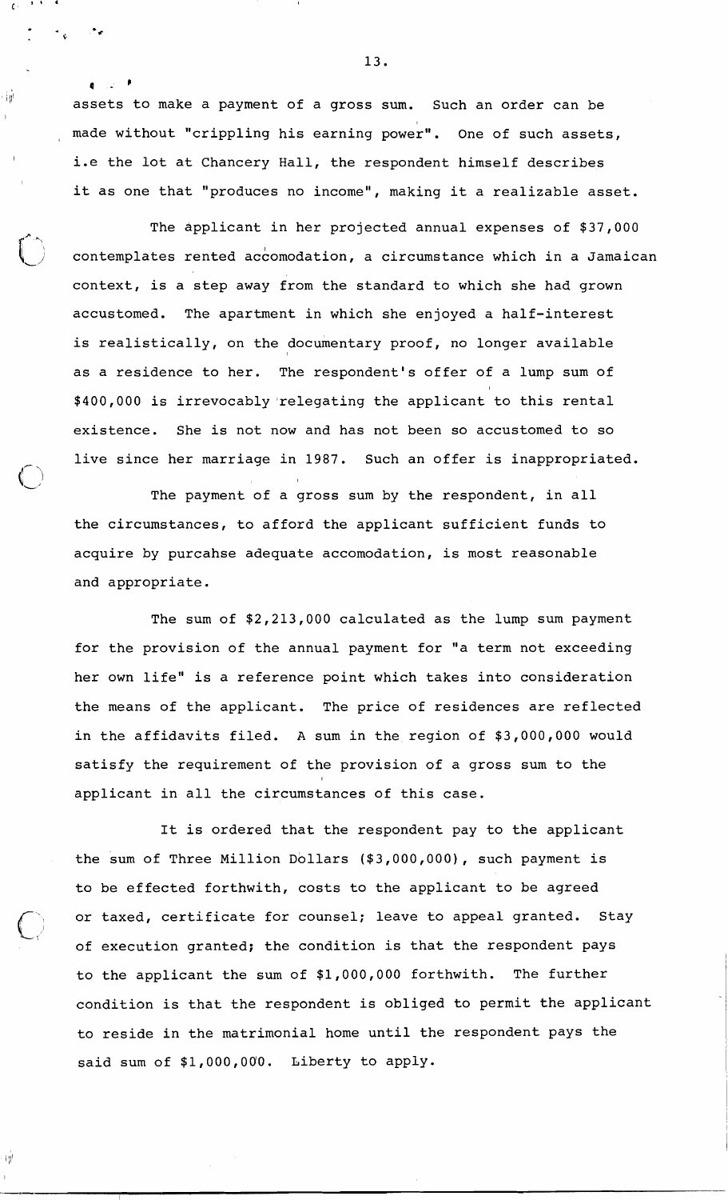assets to make a payment of a gross sum. Such an order can be made without "crippling his earning power". One of such assets, i.e the lot at Chancery Hall, the respondent himself describes it as one that "produces no income", making it a realizable asset.

The applicant in her projected annual expenses of $37,000 contemplates rented accomodation, a circumstance which in a Jamaican context, is a step away from the standard to which she had grown accustomed. The apartment in which she enjoyed a half-interest is realistically, on the documentary proof, no longer available as a residence to her. The respondent's offer of a lump sum of $400,000 is irrevocably relegating the applicant to this rental existence. She is not now and has not been so accustomed to so live since her marriage in 1987. Such an offer is inappropriated.

The payment of a gross sum by the respondent, in all the circumstances, to afford the applicant sufficient funds to acquire by purcahse adequate accomodation, is most reasonable and appropriate.

The sum of $2,213,000 calculated as the lump sum payment for the provision of the annual payment for "a term not exceeding her own life" is a reference point which takes into consideration the means of the applicant. The price of residences are reflected in the affidavits filed. A sum in the region of $3,000,000 would satisfy the requirement of the provision of a gross sum to the applicant in all the circumstances of this case.

It is ordered that the respondent pay to the applicant the sum of Three Million Dollars ($3,000,000), such payment is to be effected forthwith, costs to the applicant to be agreed or taxed, certificate for counsel; leave to appeal granted. Stay of execution granted; the condition is that the respondent pays to the applicant the sum of $1,000,000 forthwith. The further condition is that the respondent is obliged to permit the applicant to reside in the matrimonial home until the respondent pays the said sum of $1,000,000. Liberty to apply.